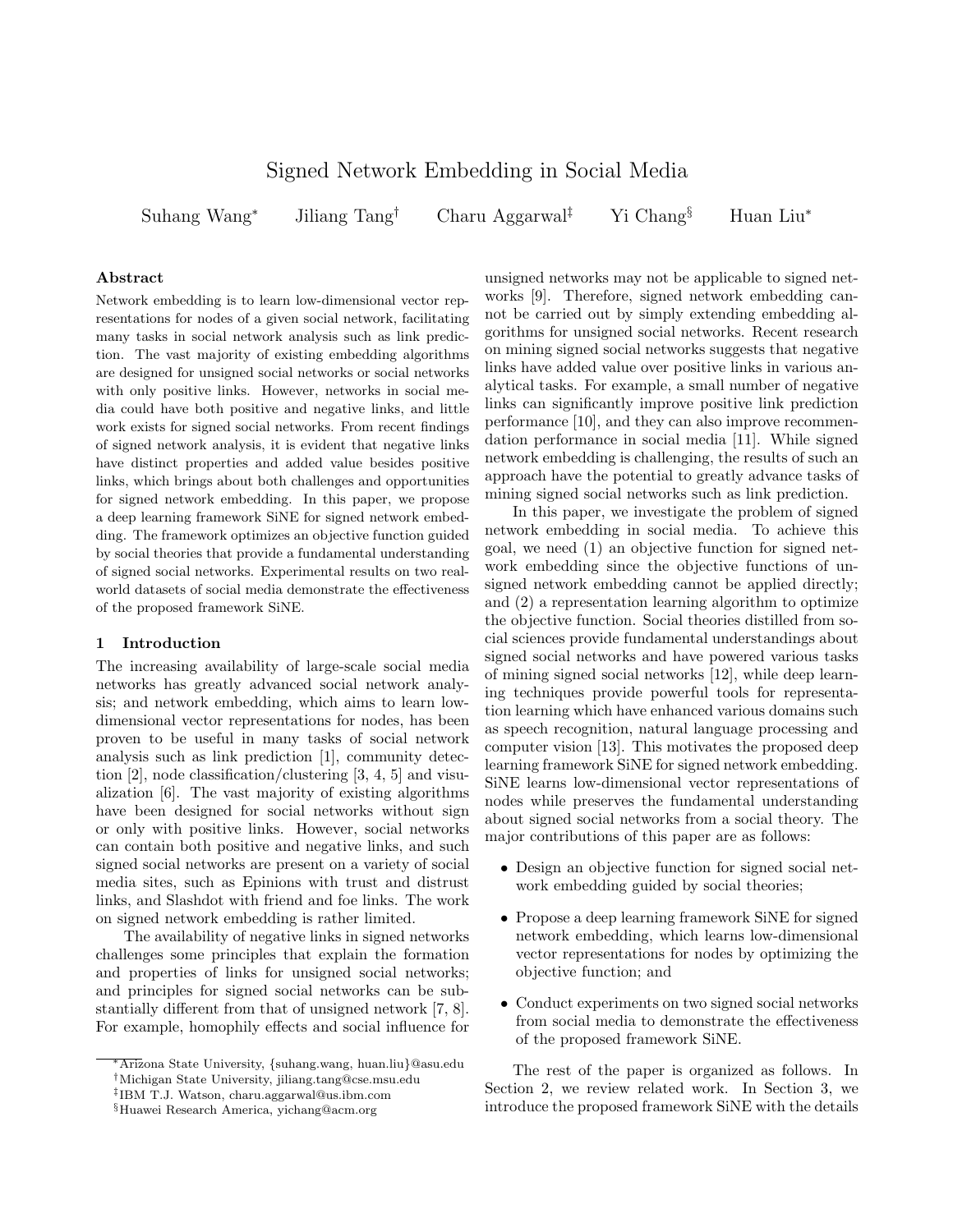# Signed Network Embedding in Social Media

Suhang Wang[*] Jiliang Tang[†] Charu Aggarwal[‡] Yi Chang[§] Huan Liu[*]

### Abstract

Network embedding is to learn low-dimensional vector representations for nodes of a given social network, facilitating many tasks in social network analysis such as link prediction. The vast majority of existing embedding algorithms are designed for unsigned social networks or social networks with only positive links. However, networks in social media could have both positive and negative links, and little work exists for signed social networks. From recent findings of signed network analysis, it is evident that negative links have distinct properties and added value besides positive links, which brings about both challenges and opportunities for signed network embedding. In this paper, we propose a deep learning framework SiNE for signed network embedding. The framework optimizes an objective function guided by social theories that provide a fundamental understanding of signed social networks. Experimental results on two real-world datasets of social media demonstrate the effectiveness of the proposed framework SiNE.

## 1 Introduction

The increasing availability of large-scale social media networks has greatly advanced social network analysis; and network embedding, which aims to learn low-dimensional vector representations for nodes, has been proven to be useful in many tasks of social network analysis such as link prediction [1], community detection [2], node classification/clustering [3, 4, 5] and visualization [6]. The vast majority of existing algorithms have been designed for social networks without sign or only with positive links. However, social networks can contain both positive and negative links, and such signed social networks are present on a variety of social media sites, such as Epinions with trust and distrust links, and Slashdot with friend and foe links. The work on signed network embedding is rather limited.

The availability of negative links in signed networks challenges some principles that explain the formation and properties of links for unsigned social networks; and principles for signed social networks can be substantially different from that of unsigned network [7, 8]. For example, homophily effects and social influence for unsigned networks may not be applicable to signed networks [9]. Therefore, signed network embedding cannot be carried out by simply extending embedding algorithms for unsigned social networks. Recent research on mining signed social networks suggests that negative links have added value over positive links in various analytical tasks. For example, a small number of negative links can significantly improve positive link prediction performance [10], and they can also improve recommendation performance in social media [11]. While signed network embedding is challenging, the results of such an approach have the potential to greatly advance tasks of mining signed social networks such as link prediction.

In this paper, we investigate the problem of signed network embedding in social media. To achieve this goal, we need (1) an objective function for signed network embedding since the objective functions of unsigned network embedding cannot be applied directly; and (2) a representation learning algorithm to optimize the objective function. Social theories distilled from social sciences provide fundamental understandings about signed social networks and have powered various tasks of mining signed social networks [12], while deep learning techniques provide powerful tools for representation learning which have enhanced various domains such as speech recognition, natural language processing and computer vision [13]. This motivates the proposed deep learning framework SiNE for signed network embedding. SiNE learns low-dimensional vector representations of nodes while preserves the fundamental understanding about signed social networks from a social theory. The major contributions of this paper are as follows:

- Design an objective function for signed social network embedding guided by social theories;
- Propose a deep learning framework SiNE for signed network embedding, which learns low-dimensional vector representations for nodes by optimizing the objective function; and
- Conduct experiments on two signed social networks from social media to demonstrate the effectiveness of the proposed framework SiNE.

The rest of the paper is organized as follows. In Section 2, we review related work. In Section 3, we introduce the proposed framework SiNE with the details

---

[*] Arizona State University, {suhang.wang, huan.liu}@asu.edu
[†] Michigan State University, jiliang.tang@cse.msu.edu
[‡] IBM T.J. Watson, charu.aggarwal@us.ibm.com
[§] Huawei Research America, yichang@acm.org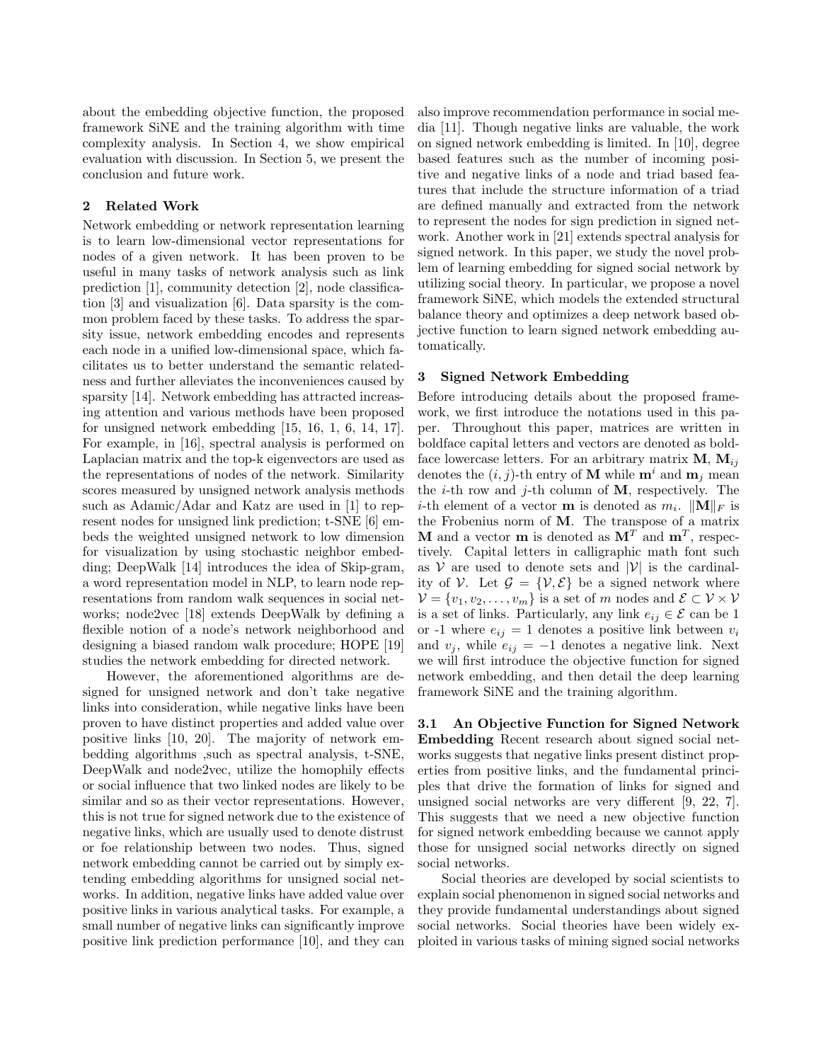about the embedding objective function, the proposed framework SiNE and the training algorithm with time complexity analysis. In Section 4, we show empirical evaluation with discussion. In Section 5, we present the conclusion and future work.

## 2 Related Work

Network embedding or network representation learning is to learn low-dimensional vector representations for nodes of a given network. It has been proven to be useful in many tasks of network analysis such as link prediction [1], community detection [2], node classification [3] and visualization [6]. Data sparsity is the common problem faced by these tasks. To address the sparsity issue, network embedding encodes and represents each node in a unified low-dimensional space, which facilitates us to better understand the semantic relatedness and further alleviates the inconveniences caused by sparsity [14]. Network embedding has attracted increasing attention and various methods have been proposed for unsigned network embedding [15, 16, 1, 6, 14, 17]. For example, in [16], spectral analysis is performed on Laplacian matrix and the top-k eigenvectors are used as the representations of nodes of the network. Similarity scores measured by unsigned network analysis methods such as Adamic/Adar and Katz are used in [1] to represent nodes for unsigned link prediction; t-SNE [6] embeds the weighted unsigned network to low dimension for visualization by using stochastic neighbor embedding; DeepWalk [14] introduces the idea of Skip-gram, a word representation model in NLP, to learn node representations from random walk sequences in social networks; node2vec [18] extends DeepWalk by defining a flexible notion of a node's network neighborhood and designing a biased random walk procedure; HOPE [19] studies the network embedding for directed network.

However, the aforementioned algorithms are designed for unsigned network and don't take negative links into consideration, while negative links have been proven to have distinct properties and added value over positive links [10, 20]. The majority of network embedding algorithms ,such as spectral analysis, t-SNE, DeepWalk and node2vec, utilize the homophily effects or social influence that two linked nodes are likely to be similar and so as their vector representations. However, this is not true for signed network due to the existence of negative links, which are usually used to denote distrust or foe relationship between two nodes. Thus, signed network embedding cannot be carried out by simply extending embedding algorithms for unsigned social networks. In addition, negative links have added value over positive links in various analytical tasks. For example, a small number of negative links can significantly improve positive link prediction performance [10], and they can also improve recommendation performance in social media [11]. Though negative links are valuable, the work on signed network embedding is limited. In [10], degree based features such as the number of incoming positive and negative links of a node and triad based features that include the structure information of a triad are defined manually and extracted from the network to represent the nodes for sign prediction in signed network. Another work in [21] extends spectral analysis for signed network. In this paper, we study the novel problem of learning embedding for signed social network by utilizing social theory. In particular, we propose a novel framework SiNE, which models the extended structural balance theory and optimizes a deep network based objective function to learn signed network embedding automatically.

## 3 Signed Network Embedding

Before introducing details about the proposed framework, we first introduce the notations used in this paper. Throughout this paper, matrices are written in boldface capital letters and vectors are denoted as boldface lowercase letters. For an arbitrary matrix $\mathbf{M}$, $\mathbf{M}_{ij}$ denotes the $(i, j)$-th entry of $\mathbf{M}$ while $\mathbf{m}^i$ and $\mathbf{m}_j$ mean the $i$-th row and $j$-th column of $\mathbf{M}$, respectively. The $i$-th element of a vector $\mathbf{m}$ is denoted as $m_i$. $\|\mathbf{M}\|_F$ is the Frobenius norm of $\mathbf{M}$. The transpose of a matrix $\mathbf{M}$ and a vector $\mathbf{m}$ is denoted as $\mathbf{M}^T$ and $\mathbf{m}^T$, respectively. Capital letters in calligraphic math font such as $\mathcal{V}$ are used to denote sets and $|\mathcal{V}|$ is the cardinality of $\mathcal{V}$. Let $\mathcal{G} = \{\mathcal{V}, \mathcal{E}\}$ be a signed network where $\mathcal{V} = \{v_1, v_2, \ldots, v_m\}$ is a set of $m$ nodes and $\mathcal{E} \subset \mathcal{V} \times \mathcal{V}$ is a set of links. Particularly, any link $e_{ij} \in \mathcal{E}$ can be 1 or -1 where $e_{ij} = 1$ denotes a positive link between $v_i$ and $v_j$, while $e_{ij} = -1$ denotes a negative link. Next we will first introduce the objective function for signed network embedding, and then detail the deep learning framework SiNE and the training algorithm.

### 3.1 An Objective Function for Signed Network Embedding

Recent research about signed social networks suggests that negative links present distinct properties from positive links, and the fundamental principles that drive the formation of links for signed and unsigned social networks are very different [9, 22, 7]. This suggests that we need a new objective function for signed network embedding because we cannot apply those for unsigned social networks directly on signed social networks.

Social theories are developed by social scientists to explain social phenomenon in signed social networks and they provide fundamental understandings about signed social networks. Social theories have been widely exploited in various tasks of mining signed social networks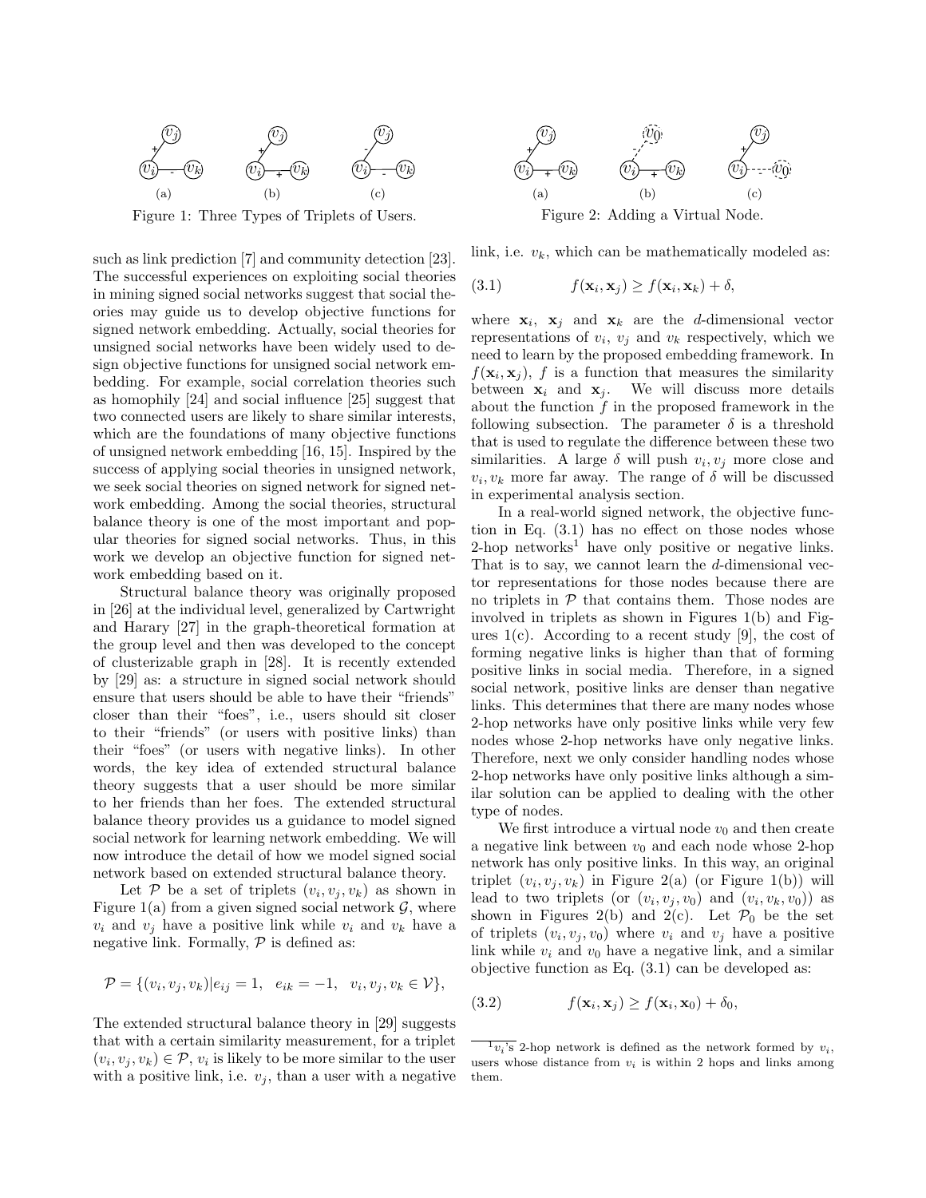Figure 1: Three Types of Triplets of Users.

Figure 2: Adding a Virtual Node.

such as link prediction [7] and community detection [23]. The successful experiences on exploiting social theories in mining signed social networks suggest that social theories may guide us to develop objective functions for signed network embedding. Actually, social theories for unsigned social networks have been widely used to design objective functions for unsigned social network embedding. For example, social correlation theories such as homophily [24] and social influence [25] suggest that two connected users are likely to share similar interests, which are the foundations of many objective functions of unsigned network embedding [16, 15]. Inspired by the success of applying social theories in unsigned network, we seek social theories on signed network for signed network embedding. Among the social theories, structural balance theory is one of the most important and popular theories for signed social networks. Thus, in this work we develop an objective function for signed network embedding based on it.

Structural balance theory was originally proposed in [26] at the individual level, generalized by Cartwright and Harary [27] in the graph-theoretical formation at the group level and then was developed to the concept of clusterizable graph in [28]. It is recently extended by [29] as: a structure in signed social network should ensure that users should be able to have their "friends" closer than their "foes", i.e., users should sit closer to their "friends" (or users with positive links) than their "foes" (or users with negative links). In other words, the key idea of extended structural balance theory suggests that a user should be more similar to her friends than her foes. The extended structural balance theory provides us a guidance to model signed social network for learning network embedding. We will now introduce the detail of how we model signed social network based on extended structural balance theory.

Let $\mathcal{P}$ be a set of triplets $(v_i, v_j, v_k)$ as shown in Figure 1(a) from a given signed social network $\mathcal{G}$, where $v_i$ and $v_j$ have a positive link while $v_i$ and $v_k$ have a negative link. Formally, $\mathcal{P}$ is defined as:

$$\mathcal{P} = \{(v_i, v_j, v_k) | e_{ij} = 1, \quad e_{ik} = -1, \quad v_i, v_j, v_k \in \mathcal{V}\},$$

The extended structural balance theory in [29] suggests that with a certain similarity measurement, for a triplet $(v_i, v_j, v_k) \in \mathcal{P}$, $v_i$ is likely to be more similar to the user with a positive link, i.e. $v_j$, than a user with a negative link, i.e. $v_k$, which can be mathematically modeled as:

$$f(\mathbf{x}_i, \mathbf{x}_j) \geq f(\mathbf{x}_i, \mathbf{x}_k) + \delta, \tag{3.1}$$

where $\mathbf{x}_i$, $\mathbf{x}_j$ and $\mathbf{x}_k$ are the $d$-dimensional vector representations of $v_i$, $v_j$ and $v_k$ respectively, which we need to learn by the proposed embedding framework. In $f(\mathbf{x}_i, \mathbf{x}_j)$, $f$ is a function that measures the similarity between $\mathbf{x}_i$ and $\mathbf{x}_j$. We will discuss more details about the function $f$ in the proposed framework in the following subsection. The parameter $\delta$ is a threshold that is used to regulate the difference between these two similarities. A large $\delta$ will push $v_i, v_j$ more close and $v_i, v_k$ more far away. The range of $\delta$ will be discussed in experimental analysis section.

In a real-world signed network, the objective function in Eq. (3.1) has no effect on those nodes whose 2-hop networks[1] have only positive or negative links. That is to say, we cannot learn the $d$-dimensional vector representations for those nodes because there are no triplets in $\mathcal{P}$ that contains them. Those nodes are involved in triplets as shown in Figures 1(b) and Figures 1(c). According to a recent study [9], the cost of forming negative links is higher than that of forming positive links in social media. Therefore, in a signed social network, positive links are denser than negative links. This determines that there are many nodes whose 2-hop networks have only positive links while very few nodes whose 2-hop networks have only negative links. Therefore, next we only consider handling nodes whose 2-hop networks have only positive links although a similar solution can be applied to dealing with the other type of nodes.

We first introduce a virtual node $v_0$ and then create a negative link between $v_0$ and each node whose 2-hop network has only positive links. In this way, an original triplet $(v_i, v_j, v_k)$ in Figure 2(a) (or Figure 1(b)) will lead to two triplets (or $(v_i, v_j, v_0)$ and $(v_i, v_k, v_0)$) as shown in Figures 2(b) and 2(c). Let $\mathcal{P}_0$ be the set of triplets $(v_i, v_j, v_0)$ where $v_i$ and $v_j$ have a positive link while $v_i$ and $v_0$ have a negative link, and a similar objective function as Eq. (3.1) can be developed as:

$$f(\mathbf{x}_i, \mathbf{x}_j) \geq f(\mathbf{x}_i, \mathbf{x}_0) + \delta_0, \tag{3.2}$$

[1] $v_i$'s 2-hop network is defined as the network formed by $v_i$, users whose distance from $v_i$ is within 2 hops and links among them.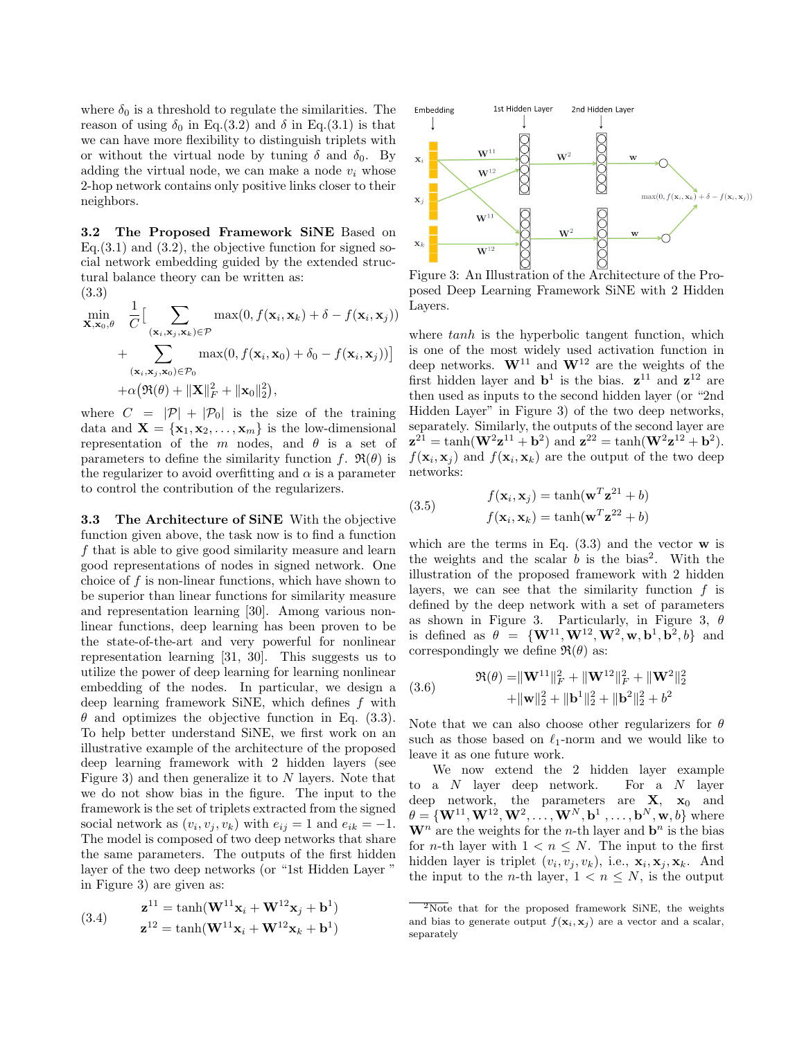where $\delta_0$ is a threshold to regulate the similarities. The reason of using $\delta_0$ in Eq.(3.2) and $\delta$ in Eq.(3.1) is that we can have more flexibility to distinguish triplets with or without the virtual node by tuning $\delta$ and $\delta_0$. By adding the virtual node, we can make a node $v_i$ whose 2-hop network contains only positive links closer to their neighbors.

**3.2 The Proposed Framework SiNE** Based on Eq.(3.1) and (3.2), the objective function for signed social network embedding guided by the extended structural balance theory can be written as:

$$
\begin{aligned}
\min_{\mathbf{X}, \mathbf{x}_0, \theta} \quad & \frac{1}{C}\Big[\sum_{(\mathbf{x}_i, \mathbf{x}_j, \mathbf{x}_k) \in \mathcal{P}} \max(0, f(\mathbf{x}_i, \mathbf{x}_k) + \delta - f(\mathbf{x}_i, \mathbf{x}_j)) \\
& + \sum_{(\mathbf{x}_i, \mathbf{x}_j, \mathbf{x}_0) \in \mathcal{P}_0} \max(0, f(\mathbf{x}_i, \mathbf{x}_0) + \delta_0 - f(\mathbf{x}_i, \mathbf{x}_j))\Big] \\
& + \alpha\big(\mathfrak{R}(\theta) + \|\mathbf{X}\|_F^2 + \|\mathbf{x}_0\|_2^2\big),
\end{aligned} \tag{3.3}
$$

where $C = |\mathcal{P}| + |\mathcal{P}_0|$ is the size of the training data and $\mathbf{X} = \{\mathbf{x}_1, \mathbf{x}_2, \ldots, \mathbf{x}_m\}$ is the low-dimensional representation of the $m$ nodes, and $\theta$ is a set of parameters to define the similarity function $f$. $\mathfrak{R}(\theta)$ is the regularizer to avoid overfitting and $\alpha$ is a parameter to control the contribution of the regularizers.

**3.3 The Architecture of SiNE** With the objective function given above, the task now is to find a function $f$ that is able to give good similarity measure and learn good representations of nodes in signed network. One choice of $f$ is non-linear functions, which have shown to be superior than linear functions for similarity measure and representation learning [30]. Among various non-linear functions, deep learning has been proven to be the state-of-the-art and very powerful for nonlinear representation learning [31, 30]. This suggests us to utilize the power of deep learning for learning nonlinear embedding of the nodes. In particular, we design a deep learning framework SiNE, which defines $f$ with $\theta$ and optimizes the objective function in Eq. (3.3). To help better understand SiNE, we first work on an illustrative example of the architecture of the proposed deep learning framework with 2 hidden layers (see Figure 3) and then generalize it to $N$ layers. Note that we do not show bias in the figure. The input to the framework is the set of triplets extracted from the signed social network as $(v_i, v_j, v_k)$ with $e_{ij} = 1$ and $e_{ik} = -1$. The model is composed of two deep networks that share the same parameters. The outputs of the first hidden layer of the two deep networks (or "1st Hidden Layer" in Figure 3) are given as:

$$
\begin{aligned}
\mathbf{z}^{11} &= \tanh(\mathbf{W}^{11}\mathbf{x}_i + \mathbf{W}^{12}\mathbf{x}_j + \mathbf{b}^1) \\
\mathbf{z}^{12} &= \tanh(\mathbf{W}^{11}\mathbf{x}_i + \mathbf{W}^{12}\mathbf{x}_k + \mathbf{b}^1)
\end{aligned} \tag{3.4}
$$

Figure 3: An Illustration of the Architecture of the Proposed Deep Learning Framework SiNE with 2 Hidden Layers.

where *tanh* is the hyperbolic tangent function, which is one of the most widely used activation function in deep networks. $\mathbf{W}^{11}$ and $\mathbf{W}^{12}$ are the weights of the first hidden layer and $\mathbf{b}^1$ is the bias. $\mathbf{z}^{11}$ and $\mathbf{z}^{12}$ are then used as inputs to the second hidden layer (or "2nd Hidden Layer" in Figure 3) of the two deep networks, separately. Similarly, the outputs of the second layer are $\mathbf{z}^{21} = \tanh(\mathbf{W}^2\mathbf{z}^{11} + \mathbf{b}^2)$ and $\mathbf{z}^{22} = \tanh(\mathbf{W}^2\mathbf{z}^{12} + \mathbf{b}^2)$. $f(\mathbf{x}_i, \mathbf{x}_j)$ and $f(\mathbf{x}_i, \mathbf{x}_k)$ are the output of the two deep networks:

$$
\begin{aligned}
f(\mathbf{x}_i, \mathbf{x}_j) &= \tanh(\mathbf{w}^T\mathbf{z}^{21} + b) \\
f(\mathbf{x}_i, \mathbf{x}_k) &= \tanh(\mathbf{w}^T\mathbf{z}^{22} + b)
\end{aligned} \tag{3.5}
$$

which are the terms in Eq. (3.3) and the vector $\mathbf{w}$ is the weights and the scalar $b$ is the bias[2]. With the illustration of the proposed framework with 2 hidden layers, we can see that the similarity function $f$ is defined by the deep network with a set of parameters as shown in Figure 3. Particularly, in Figure 3, $\theta$ is defined as $\theta = \{\mathbf{W}^{11}, \mathbf{W}^{12}, \mathbf{W}^2, \mathbf{w}, \mathbf{b}^1, \mathbf{b}^2, b\}$ and correspondingly we define $\mathfrak{R}(\theta)$ as:

$$
\begin{aligned}
\mathfrak{R}(\theta) =& \|\mathbf{W}^{11}\|_F^2 + \|\mathbf{W}^{12}\|_F^2 + \|\mathbf{W}^2\|_2^2 \\
& + \|\mathbf{w}\|_2^2 + \|\mathbf{b}^1\|_2^2 + \|\mathbf{b}^2\|_2^2 + b^2
\end{aligned} \tag{3.6}
$$

Note that we can also choose other regularizers for $\theta$ such as those based on $\ell_1$-norm and we would like to leave it as one future work.

We now extend the 2 hidden layer example to a $N$ layer deep network. For a $N$ layer deep network, the parameters are $\mathbf{X}$, $\mathbf{x}_0$ and $\theta = \{\mathbf{W}^{11}, \mathbf{W}^{12}, \mathbf{W}^2, \ldots, \mathbf{W}^N, \mathbf{b}^1, \ldots, \mathbf{b}^N, \mathbf{w}, b\}$ where $\mathbf{W}^n$ are the weights for the $n$-th layer and $\mathbf{b}^n$ is the bias for $n$-th layer with $1 < n \le N$. The input to the first hidden layer is triplet $(v_i, v_j, v_k)$, i.e., $\mathbf{x}_i, \mathbf{x}_j, \mathbf{x}_k$. And the input to the $n$-th layer, $1 < n \le N$, is the output

[2] Note that for the proposed framework SiNE, the weights and bias to generate output $f(\mathbf{x}_i, \mathbf{x}_j)$ are a vector and a scalar, separately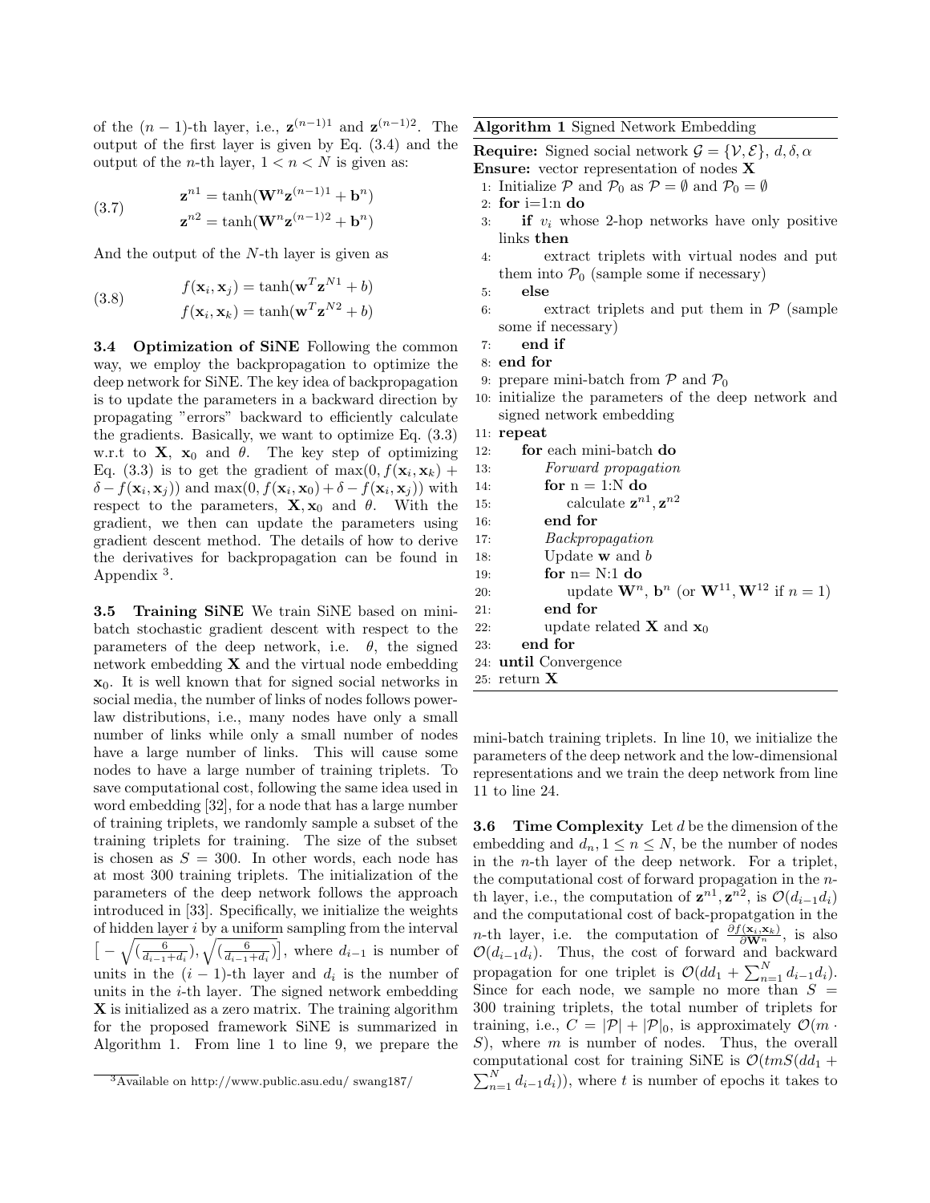of the $(n-1)$-th layer, i.e., $\mathbf{z}^{(n-1)1}$ and $\mathbf{z}^{(n-1)2}$. The output of the first layer is given by Eq. (3.4) and the output of the $n$-th layer, $1 < n < N$ is given as:

$$
\begin{aligned}
\mathbf{z}^{n1} &= \tanh(\mathbf{W}^n \mathbf{z}^{(n-1)1} + \mathbf{b}^n) \\
\mathbf{z}^{n2} &= \tanh(\mathbf{W}^n \mathbf{z}^{(n-1)2} + \mathbf{b}^n)
\end{aligned} \tag{3.7}
$$

And the output of the $N$-th layer is given as

$$
\begin{aligned}
f(\mathbf{x}_i, \mathbf{x}_j) &= \tanh(\mathbf{w}^T \mathbf{z}^{N1} + b) \\
f(\mathbf{x}_i, \mathbf{x}_k) &= \tanh(\mathbf{w}^T \mathbf{z}^{N2} + b)
\end{aligned} \tag{3.8}
$$

**3.4 Optimization of SiNE** Following the common way, we employ the backpropagation to optimize the deep network for SiNE. The key idea of backpropagation is to update the parameters in a backward direction by propagating "errors" backward to efficiently calculate the gradients. Basically, we want to optimize Eq. (3.3) w.r.t to $\mathbf{X}$, $\mathbf{x}_0$ and $\theta$. The key step of optimizing Eq. (3.3) is to get the gradient of $\max(0, f(\mathbf{x}_i, \mathbf{x}_k) + \delta - f(\mathbf{x}_i, \mathbf{x}_j))$ and $\max(0, f(\mathbf{x}_i, \mathbf{x}_0) + \delta - f(\mathbf{x}_i, \mathbf{x}_j))$ with respect to the parameters, $\mathbf{X}, \mathbf{x}_0$ and $\theta$. With the gradient, we then can update the parameters using gradient descent method. The details of how to derive the derivatives for backpropagation can be found in Appendix [3].

**3.5 Training SiNE** We train SiNE based on mini-batch stochastic gradient descent with respect to the parameters of the deep network, i.e. $\theta$, the signed network embedding $\mathbf{X}$ and the virtual node embedding $\mathbf{x}_0$. It is well known that for signed social networks in social media, the number of links of nodes follows power-law distributions, i.e., many nodes have only a small number of links while only a small number of nodes have a large number of links. This will cause some nodes to have a large number of training triplets. To save computational cost, following the same idea used in word embedding [32], for a node that has a large number of training triplets, we randomly sample a subset of the training triplets for training. The size of the subset is chosen as $S = 300$. In other words, each node has at most 300 training triplets. The initialization of the parameters of the deep network follows the approach introduced in [33]. Specifically, we initialize the weights of hidden layer $i$ by a uniform sampling from the interval $\left[-\sqrt{(\frac{6}{d_{i-1}+d_i})}, \sqrt{(\frac{6}{d_{i-1}+d_i})}\right]$, where $d_{i-1}$ is number of units in the $(i-1)$-th layer and $d_i$ is the number of units in the $i$-th layer. The signed network embedding $\mathbf{X}$ is initialized as a zero matrix. The training algorithm for the proposed framework SiNE is summarized in Algorithm 1. From line 1 to line 9, we prepare the mini-batch training triplets. In line 10, we initialize the parameters of the deep network and the low-dimensional representations and we train the deep network from line 11 to line 24.

[3] Available on http://www.public.asu.edu/ swang187/

**Algorithm 1** Signed Network Embedding

**Require:** Signed social network $\mathcal{G} = \{\mathcal{V}, \mathcal{E}\}$, $d, \delta, \alpha$
**Ensure:** vector representation of nodes $\mathbf{X}$

```
1: Initialize P and P_0 as P = ∅ and P_0 = ∅
2: for i=1:n do
3:     if v_i whose 2-hop networks have only positive links then
4:         extract triplets with virtual nodes and put them into P_0 (sample some if necessary)
5:     else
6:         extract triplets and put them in P (sample some if necessary)
7:     end if
8: end for
9: prepare mini-batch from P and P_0
10: initialize the parameters of the deep network and signed network embedding
11: repeat
12:     for each mini-batch do
13:         Forward propagation
14:         for n = 1:N do
15:             calculate z^{n1}, z^{n2}
16:         end for
17:         Backpropagation
18:         Update w and b
19:         for n= N:1 do
20:             update W^n, b^n (or W^{11}, W^{12} if n = 1)
21:         end for
22:         update related X and x_0
23:     end for
24: until Convergence
25: return X
```

**3.6 Time Complexity** Let $d$ be the dimension of the embedding and $d_n, 1 \leq n \leq N$, be the number of nodes in the $n$-th layer of the deep network. For a triplet, the computational cost of forward propagation in the $n$-th layer, i.e., the computation of $\mathbf{z}^{n1}, \mathbf{z}^{n2}$, is $\mathcal{O}(d_{i-1}d_i)$ and the computational cost of back-propatgation in the $n$-th layer, i.e. the computation of $\frac{\partial f(\mathbf{x}_i, \mathbf{x}_k)}{\partial \mathbf{W}^n}$, is also $\mathcal{O}(d_{i-1}d_i)$. Thus, the cost of forward and backward propagation for one triplet is $\mathcal{O}(dd_1 + \sum_{n=1}^{N} d_{i-1}d_i)$. Since for each node, we sample no more than $S = 300$ training triplets, the total number of triplets for training, i.e., $C = |\mathcal{P}| + |\mathcal{P}|_0$, is approximately $\mathcal{O}(m \cdot S)$, where $m$ is number of nodes. Thus, the overall computational cost for training SiNE is $\mathcal{O}(tmS(dd_1 + \sum_{n=1}^{N} d_{i-1}d_i))$, where $t$ is number of epochs it takes to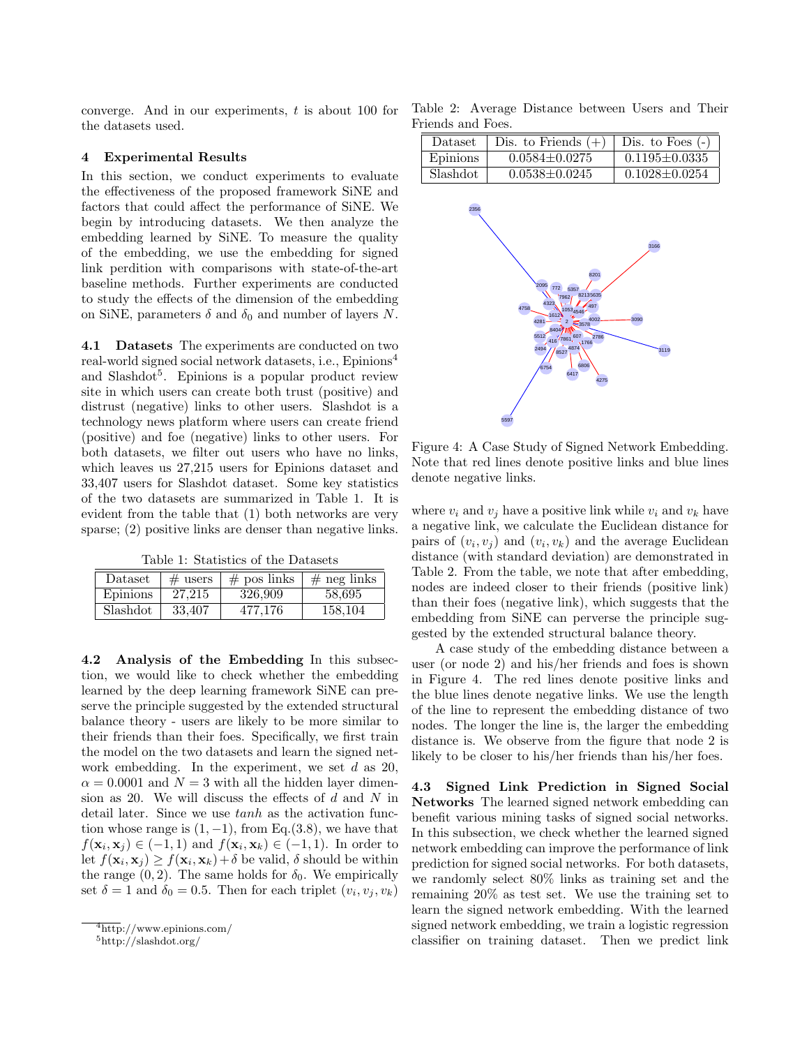converge. And in our experiments, $t$ is about 100 for the datasets used.

## 4 Experimental Results

In this section, we conduct experiments to evaluate the effectiveness of the proposed framework SiNE and factors that could affect the performance of SiNE. We begin by introducing datasets. We then analyze the embedding learned by SiNE. To measure the quality of the embedding, we use the embedding for signed link perdition with comparisons with state-of-the-art baseline methods. Further experiments are conducted to study the effects of the dimension of the embedding on SiNE, parameters $\delta$ and $\delta_0$ and number of layers $N$.

**4.1 Datasets** The experiments are conducted on two real-world signed social network datasets, i.e., Epinions[4] and Slashdot[5]. Epinions is a popular product review site in which users can create both trust (positive) and distrust (negative) links to other users. Slashdot is a technology news platform where users can create friend (positive) and foe (negative) links to other users. For both datasets, we filter out users who have no links, which leaves us 27,215 users for Epinions dataset and 33,407 users for Slashdot dataset. Some key statistics of the two datasets are summarized in Table 1. It is evident from the table that (1) both networks are very sparse; (2) positive links are denser than negative links.

Table 1: Statistics of the Datasets

| Dataset | # users | # pos links | # neg links |
|---|---|---|---|
| Epinions | 27,215 | 326,909 | 58,695 |
| Slashdot | 33,407 | 477,176 | 158,104 |

**4.2 Analysis of the Embedding** In this subsection, we would like to check whether the embedding learned by the deep learning framework SiNE can preserve the principle suggested by the extended structural balance theory - users are likely to be more similar to their friends than their foes. Specifically, we first train the model on the two datasets and learn the signed network embedding. In the experiment, we set $d$ as 20, $\alpha = 0.0001$ and $N = 3$ with all the hidden layer dimension as 20. We will discuss the effects of $d$ and $N$ in detail later. Since we use *tanh* as the activation function whose range is $(1, -1)$, from Eq.(3.8), we have that $f(\mathbf{x}_i, \mathbf{x}_j) \in (-1, 1)$ and $f(\mathbf{x}_i, \mathbf{x}_k) \in (-1, 1)$. In order to let $f(\mathbf{x}_i, \mathbf{x}_j) \geq f(\mathbf{x}_i, \mathbf{x}_k) + \delta$ be valid, $\delta$ should be within the range $(0, 2)$. The same holds for $\delta_0$. We empirically set $\delta = 1$ and $\delta_0 = 0.5$. Then for each triplet $(v_i, v_j, v_k)$ where $v_i$ and $v_j$ have a positive link while $v_i$ and $v_k$ have a negative link, we calculate the Euclidean distance for pairs of $(v_i, v_j)$ and $(v_i, v_k)$ and the average Euclidean distance (with standard deviation) are demonstrated in Table 2. From the table, we note that after embedding, nodes are indeed closer to their friends (positive link) than their foes (negative link), which suggests that the embedding from SiNE can perverse the principle suggested by the extended structural balance theory.

Table 2: Average Distance between Users and Their Friends and Foes.

| Dataset | Dis. to Friends (+) | Dis. to Foes (-) |
|---|---|---|
| Epinions | 0.0584±0.0275 | 0.1195±0.0335 |
| Slashdot | 0.0538±0.0245 | 0.1028±0.0254 |

Figure 4: A Case Study of Signed Network Embedding. Note that red lines denote positive links and blue lines denote negative links.

A case study of the embedding distance between a user (or node 2) and his/her friends and foes is shown in Figure 4. The red lines denote positive links and the blue lines denote negative links. We use the length of the line to represent the embedding distance of two nodes. The longer the line is, the larger the embedding distance is. We observe from the figure that node 2 is likely to be closer to his/her friends than his/her foes.

**4.3 Signed Link Prediction in Signed Social Networks** The learned signed network embedding can benefit various mining tasks of signed social networks. In this subsection, we check whether the learned signed network embedding can improve the performance of link prediction for signed social networks. For both datasets, we randomly select 80% links as training set and the remaining 20% as test set. We use the training set to learn the signed network embedding. With the learned signed network embedding, we train a logistic regression classifier on training dataset. Then we predict link

[4] http://www.epinions.com/

[5] http://slashdot.org/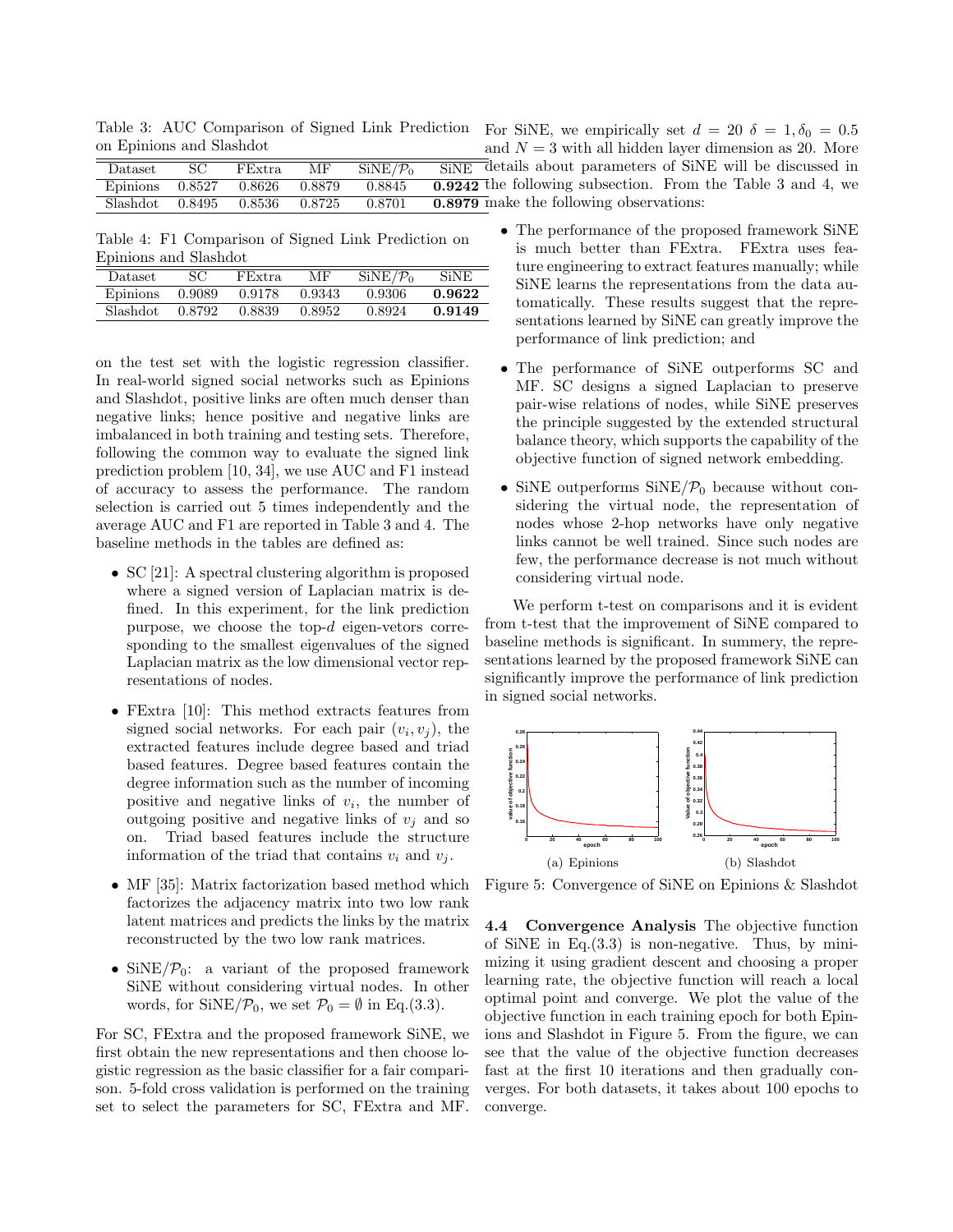Table 3: AUC Comparison of Signed Link Prediction on Epinions and Slashdot

| Dataset | SC | FExtra | MF | SiNE/$\mathcal{P}_0$ | SiNE |
|---|---|---|---|---|---|
| Epinions | 0.8527 | 0.8626 | 0.8879 | 0.8845 | **0.9242** |
| Slashdot | 0.8495 | 0.8536 | 0.8725 | 0.8701 | **0.8979** |

Table 4: F1 Comparison of Signed Link Prediction on Epinions and Slashdot

| Dataset | SC | FExtra | MF | SiNE/$\mathcal{P}_0$ | SiNE |
|---|---|---|---|---|---|
| Epinions | 0.9089 | 0.9178 | 0.9343 | 0.9306 | **0.9622** |
| Slashdot | 0.8792 | 0.8839 | 0.8952 | 0.8924 | **0.9149** |

on the test set with the logistic regression classifier. In real-world signed social networks such as Epinions and Slashdot, positive links are often much denser than negative links; hence positive and negative links are imbalanced in both training and testing sets. Therefore, following the common way to evaluate the signed link prediction problem [10, 34], we use AUC and F1 instead of accuracy to assess the performance. The random selection is carried out 5 times independently and the average AUC and F1 are reported in Table 3 and 4. The baseline methods in the tables are defined as:

- SC [21]: A spectral clustering algorithm is proposed where a signed version of Laplacian matrix is defined. In this experiment, for the link prediction purpose, we choose the top-$d$ eigen-vetors corresponding to the smallest eigenvalues of the signed Laplacian matrix as the low dimensional vector representations of nodes.
- FExtra [10]: This method extracts features from signed social networks. For each pair $(v_i, v_j)$, the extracted features include degree based and triad based features. Degree based features contain the degree information such as the number of incoming positive and negative links of $v_i$, the number of outgoing positive and negative links of $v_j$ and so on. Triad based features include the structure information of the triad that contains $v_i$ and $v_j$.
- MF [35]: Matrix factorization based method which factorizes the adjacency matrix into two low rank latent matrices and predicts the links by the matrix reconstructed by the two low rank matrices.
- SiNE/$\mathcal{P}_0$: a variant of the proposed framework SiNE without considering virtual nodes. In other words, for SiNE/$\mathcal{P}_0$, we set $\mathcal{P}_0 = \emptyset$ in Eq.(3.3).

For SC, FExtra and the proposed framework SiNE, we first obtain the new representations and then choose logistic regression as the basic classifier for a fair comparison. 5-fold cross validation is performed on the training set to select the parameters for SC, FExtra and MF. For SiNE, we empirically set $d = 20$ $\delta = 1, \delta_0 = 0.5$ and $N = 3$ with all hidden layer dimension as 20. More details about parameters of SiNE will be discussed in the following subsection. From the Table 3 and 4, we make the following observations:

- The performance of the proposed framework SiNE is much better than FExtra. FExtra uses feature engineering to extract features manually; while SiNE learns the representations from the data automatically. These results suggest that the representations learned by SiNE can greatly improve the performance of link prediction; and
- The performance of SiNE outperforms SC and MF. SC designs a signed Laplacian to preserve pair-wise relations of nodes, while SiNE preserves the principle suggested by the extended structural balance theory, which supports the capability of the objective function of signed network embedding.
- SiNE outperforms SiNE/$\mathcal{P}_0$ because without considering the virtual node, the representation of nodes whose 2-hop networks have only negative links cannot be well trained. Since such nodes are few, the performance decrease is not much without considering virtual node.

We perform t-test on comparisons and it is evident from t-test that the improvement of SiNE compared to baseline methods is significant. In summery, the representations learned by the proposed framework SiNE can significantly improve the performance of link prediction in signed social networks.

(a) Epinions

(b) Slashdot

Figure 5: Convergence of SiNE on Epinions & Slashdot

**4.4 Convergence Analysis** The objective function of SiNE in Eq.(3.3) is non-negative. Thus, by minimizing it using gradient descent and choosing a proper learning rate, the objective function will reach a local optimal point and converge. We plot the value of the objective function in each training epoch for both Epinions and Slashdot in Figure 5. From the figure, we can see that the value of the objective function decreases fast at the first 10 iterations and then gradually converges. For both datasets, it takes about 100 epochs to converge.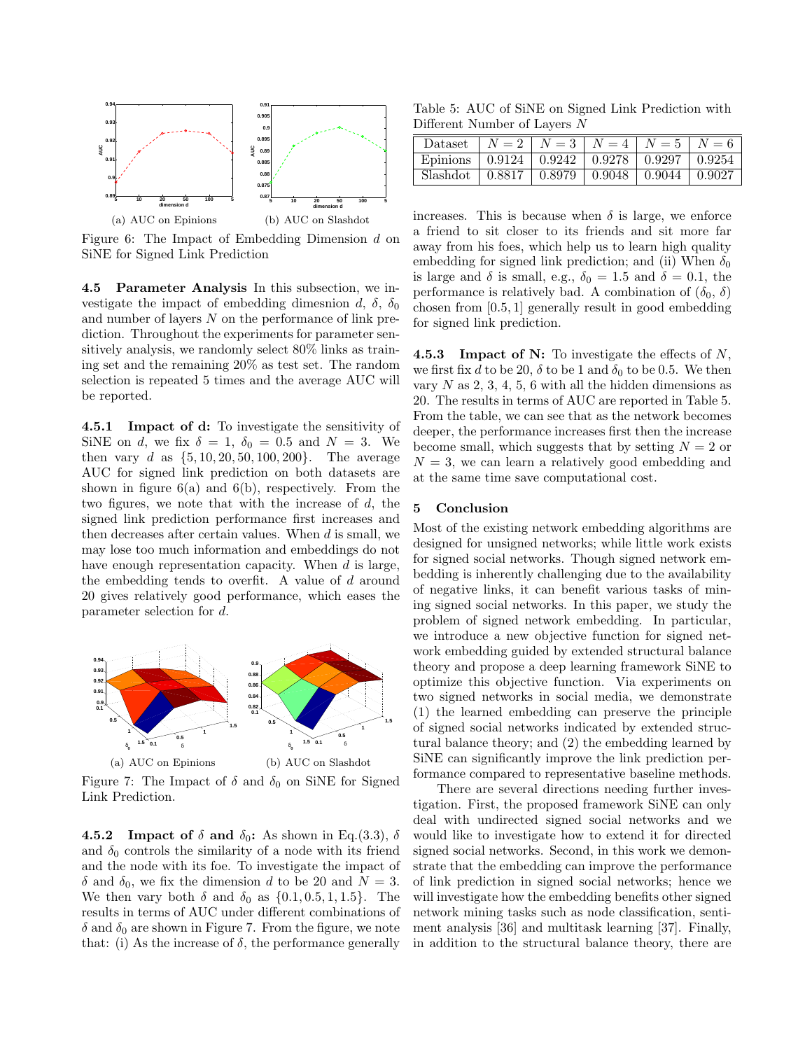(a) AUC on Epinions (b) AUC on Slashdot

Figure 6: The Impact of Embedding Dimension $d$ on SiNE for Signed Link Prediction

### 4.5 Parameter Analysis

In this subsection, we investigate the impact of embedding dimesnion $d$, $\delta$, $\delta_0$ and number of layers $N$ on the performance of link prediction. Throughout the experiments for parameter sensitively analysis, we randomly select 80% links as training set and the remaining 20% as test set. The random selection is repeated 5 times and the average AUC will be reported.

#### 4.5.1 Impact of d:

To investigate the sensitivity of SiNE on $d$, we fix $\delta = 1$, $\delta_0 = 0.5$ and $N = 3$. We then vary $d$ as $\{5, 10, 20, 50, 100, 200\}$. The average AUC for signed link prediction on both datasets are shown in figure 6(a) and 6(b), respectively. From the two figures, we note that with the increase of $d$, the signed link prediction performance first increases and then decreases after certain values. When $d$ is small, we may lose too much information and embeddings do not have enough representation capacity. When $d$ is large, the embedding tends to overfit. A value of $d$ around 20 gives relatively good performance, which eases the parameter selection for $d$.

(a) AUC on Epinions (b) AUC on Slashdot

Figure 7: The Impact of $\delta$ and $\delta_0$ on SiNE for Signed Link Prediction.

#### 4.5.2 Impact of $\delta$ and $\delta_0$:

As shown in Eq.(3.3), $\delta$ and $\delta_0$ controls the similarity of a node with its friend and the node with its foe. To investigate the impact of $\delta$ and $\delta_0$, we fix the dimension $d$ to be 20 and $N = 3$. We then vary both $\delta$ and $\delta_0$ as $\{0.1, 0.5, 1, 1.5\}$. The results in terms of AUC under different combinations of $\delta$ and $\delta_0$ are shown in Figure 7. From the figure, we note that: (i) As the increase of $\delta$, the performance generally increases. This is because when $\delta$ is large, we enforce a friend to sit closer to its friends and sit more far away from his foes, which help us to learn high quality embedding for signed link prediction; and (ii) When $\delta_0$ is large and $\delta$ is small, e.g., $\delta_0 = 1.5$ and $\delta = 0.1$, the performance is relatively bad. A combination of ($\delta_0$, $\delta$) chosen from $[0.5, 1]$ generally result in good embedding for signed link prediction.

Table 5: AUC of SiNE on Signed Link Prediction with Different Number of Layers $N$

| Dataset | $N = 2$ | $N = 3$ | $N = 4$ | $N = 5$ | $N = 6$ |
|---|---|---|---|---|---|
| Epinions | 0.9124 | 0.9242 | 0.9278 | 0.9297 | 0.9254 |
| Slashdot | 0.8817 | 0.8979 | 0.9048 | 0.9044 | 0.9027 |

#### 4.5.3 Impact of N:

To investigate the effects of $N$, we first fix $d$ to be 20, $\delta$ to be 1 and $\delta_0$ to be 0.5. We then vary $N$ as 2, 3, 4, 5, 6 with all the hidden dimensions as 20. The results in terms of AUC are reported in Table 5. From the table, we can see that as the network becomes deeper, the performance increases first then the increase become small, which suggests that by setting $N = 2$ or $N = 3$, we can learn a relatively good embedding and at the same time save computational cost.

## 5 Conclusion

Most of the existing network embedding algorithms are designed for unsigned networks; while little work exists for signed social networks. Though signed network embedding is inherently challenging due to the availability of negative links, it can benefit various tasks of mining signed social networks. In this paper, we study the problem of signed network embedding. In particular, we introduce a new objective function for signed network embedding guided by extended structural balance theory and propose a deep learning framework SiNE to optimize this objective function. Via experiments on two signed networks in social media, we demonstrate (1) the learned embedding can preserve the principle of signed social networks indicated by extended structural balance theory; and (2) the embedding learned by SiNE can significantly improve the link prediction performance compared to representative baseline methods.

There are several directions needing further investigation. First, the proposed framework SiNE can only deal with undirected signed social networks and we would like to investigate how to extend it for directed signed social networks. Second, in this work we demonstrate that the embedding can improve the performance of link prediction in signed social networks; hence we will investigate how the embedding benefits other signed network mining tasks such as node classification, sentiment analysis [36] and multitask learning [37]. Finally, in addition to the structural balance theory, there are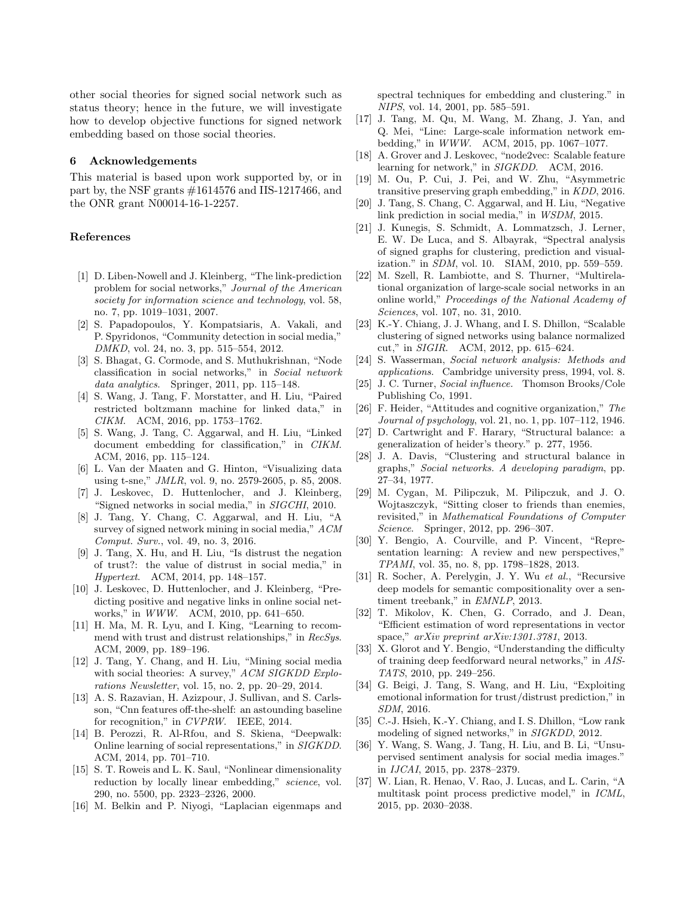other social theories for signed social network such as status theory; hence in the future, we will investigate how to develop objective functions for signed network embedding based on those social theories.

## 6 Acknowledgements

This material is based upon work supported by, or in part by, the NSF grants #1614576 and IIS-1217466, and the ONR grant N00014-16-1-2257.

## References

[1] D. Liben-Nowell and J. Kleinberg, "The link-prediction problem for social networks," *Journal of the American society for information science and technology*, vol. 58, no. 7, pp. 1019–1031, 2007.

[2] S. Papadopoulos, Y. Kompatsiaris, A. Vakali, and P. Spyridonos, "Community detection in social media," *DMKD*, vol. 24, no. 3, pp. 515–554, 2012.

[3] S. Bhagat, G. Cormode, and S. Muthukrishnan, "Node classification in social networks," in *Social network data analytics*. Springer, 2011, pp. 115–148.

[4] S. Wang, J. Tang, F. Morstatter, and H. Liu, "Paired restricted boltzmann machine for linked data," in *CIKM*. ACM, 2016, pp. 1753–1762.

[5] S. Wang, J. Tang, C. Aggarwal, and H. Liu, "Linked document embedding for classification," in *CIKM*. ACM, 2016, pp. 115–124.

[6] L. Van der Maaten and G. Hinton, "Visualizing data using t-sne," *JMLR*, vol. 9, no. 2579-2605, p. 85, 2008.

[7] J. Leskovec, D. Huttenlocher, and J. Kleinberg, "Signed networks in social media," in *SIGCHI*, 2010.

[8] J. Tang, Y. Chang, C. Aggarwal, and H. Liu, "A survey of signed network mining in social media," *ACM Comput. Surv.*, vol. 49, no. 3, 2016.

[9] J. Tang, X. Hu, and H. Liu, "Is distrust the negation of trust?: the value of distrust in social media," in *Hypertext*. ACM, 2014, pp. 148–157.

[10] J. Leskovec, D. Huttenlocher, and J. Kleinberg, "Predicting positive and negative links in online social networks," in *WWW*. ACM, 2010, pp. 641–650.

[11] H. Ma, M. R. Lyu, and I. King, "Learning to recommend with trust and distrust relationships," in *RecSys*. ACM, 2009, pp. 189–196.

[12] J. Tang, Y. Chang, and H. Liu, "Mining social media with social theories: A survey," *ACM SIGKDD Explorations Newsletter*, vol. 15, no. 2, pp. 20–29, 2014.

[13] A. S. Razavian, H. Azizpour, J. Sullivan, and S. Carlsson, "Cnn features off-the-shelf: an astounding baseline for recognition," in *CVPRW*. IEEE, 2014.

[14] B. Perozzi, R. Al-Rfou, and S. Skiena, "Deepwalk: Online learning of social representations," in *SIGKDD*. ACM, 2014, pp. 701–710.

[15] S. T. Roweis and L. K. Saul, "Nonlinear dimensionality reduction by locally linear embedding," *science*, vol. 290, no. 5500, pp. 2323–2326, 2000.

[16] M. Belkin and P. Niyogi, "Laplacian eigenmaps and spectral techniques for embedding and clustering." in *NIPS*, vol. 14, 2001, pp. 585–591.

[17] J. Tang, M. Qu, M. Wang, M. Zhang, J. Yan, and Q. Mei, "Line: Large-scale information network embedding," in *WWW*. ACM, 2015, pp. 1067–1077.

[18] A. Grover and J. Leskovec, "node2vec: Scalable feature learning for network," in *SIGKDD*. ACM, 2016.

[19] M. Ou, P. Cui, J. Pei, and W. Zhu, "Asymmetric transitive preserving graph embedding," in *KDD*, 2016.

[20] J. Tang, S. Chang, C. Aggarwal, and H. Liu, "Negative link prediction in social media," in *WSDM*, 2015.

[21] J. Kunegis, S. Schmidt, A. Lommatzsch, J. Lerner, E. W. De Luca, and S. Albayrak, "Spectral analysis of signed graphs for clustering, prediction and visualization." in *SDM*, vol. 10. SIAM, 2010, pp. 559–559.

[22] M. Szell, R. Lambiotte, and S. Thurner, "Multirelational organization of large-scale social networks in an online world," *Proceedings of the National Academy of Sciences*, vol. 107, no. 31, 2010.

[23] K.-Y. Chiang, J. J. Whang, and I. S. Dhillon, "Scalable clustering of signed networks using balance normalized cut," in *SIGIR*. ACM, 2012, pp. 615–624.

[24] S. Wasserman, *Social network analysis: Methods and applications*. Cambridge university press, 1994, vol. 8.

[25] J. C. Turner, *Social influence*. Thomson Brooks/Cole Publishing Co, 1991.

[26] F. Heider, "Attitudes and cognitive organization," *The Journal of psychology*, vol. 21, no. 1, pp. 107–112, 1946.

[27] D. Cartwright and F. Harary, "Structural balance: a generalization of heider's theory." p. 277, 1956.

[28] J. A. Davis, "Clustering and structural balance in graphs," *Social networks. A developing paradigm*, pp. 27–34, 1977.

[29] M. Cygan, M. Pilipczuk, M. Pilipczuk, and J. O. Wojtaszczyk, "Sitting closer to friends than enemies, revisited," in *Mathematical Foundations of Computer Science*. Springer, 2012, pp. 296–307.

[30] Y. Bengio, A. Courville, and P. Vincent, "Representation learning: A review and new perspectives," *TPAMI*, vol. 35, no. 8, pp. 1798–1828, 2013.

[31] R. Socher, A. Perelygin, J. Y. Wu *et al.*, "Recursive deep models for semantic compositionality over a sentiment treebank," in *EMNLP*, 2013.

[32] T. Mikolov, K. Chen, G. Corrado, and J. Dean, "Efficient estimation of word representations in vector space," *arXiv preprint arXiv:1301.3781*, 2013.

[33] X. Glorot and Y. Bengio, "Understanding the difficulty of training deep feedforward neural networks," in *AISTATS*, 2010, pp. 249–256.

[34] G. Beigi, J. Tang, S. Wang, and H. Liu, "Exploiting emotional information for trust/distrust prediction," in *SDM*, 2016.

[35] C.-J. Hsieh, K.-Y. Chiang, and I. S. Dhillon, "Low rank modeling of signed networks," in *SIGKDD*, 2012.

[36] Y. Wang, S. Wang, J. Tang, H. Liu, and B. Li, "Unsupervised sentiment analysis for social media images." in *IJCAI*, 2015, pp. 2378–2379.

[37] W. Lian, R. Henao, V. Rao, J. Lucas, and L. Carin, "A multitask point process predictive model," in *ICML*, 2015, pp. 2030–2038.